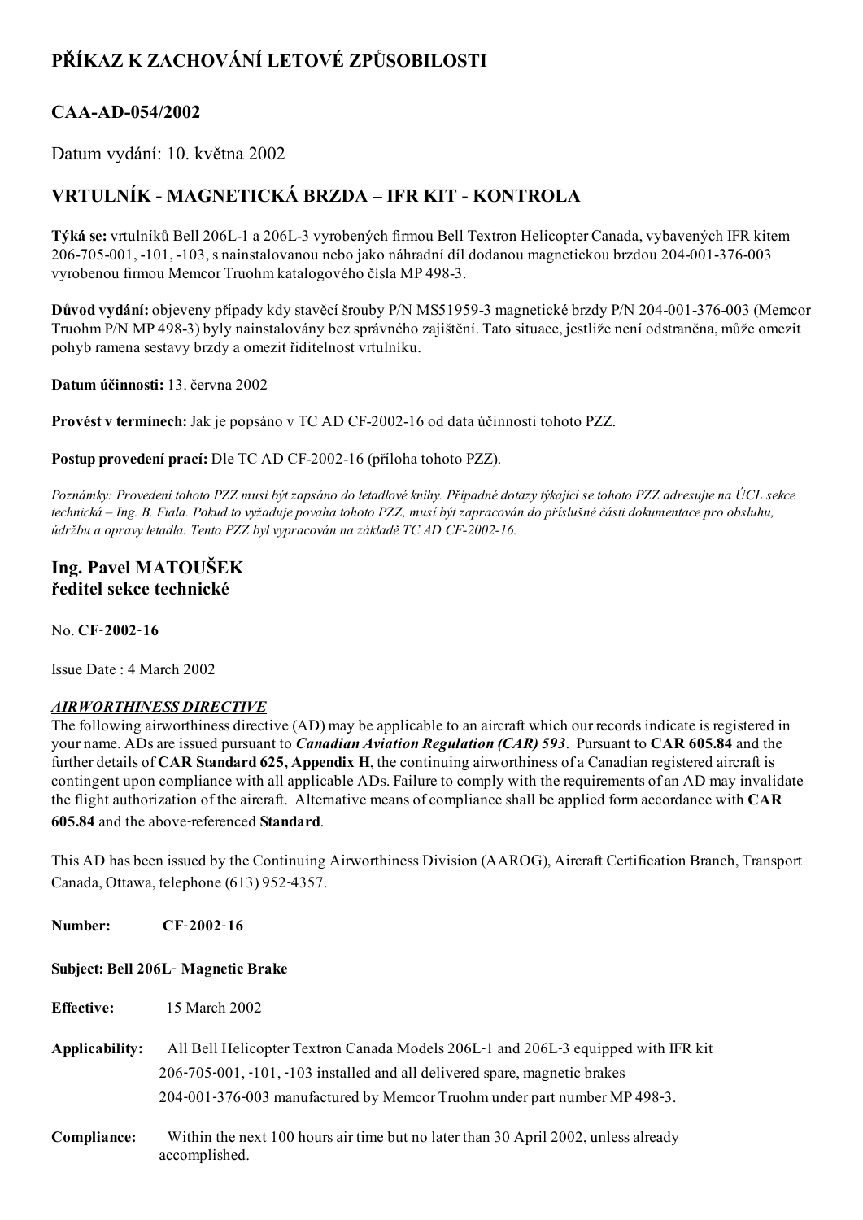# PŘÍKAZ K ZACHOVÁNÍ LETOVÉ ZPŮSOBILOSTI

## CAA-AD-054/2002

Datum vydání: 10. května 2002

## VRTULNÍK - MAGNETICKÁ BRZDA – IFR KIT - KONTROLA

**Týká se:** vrtulníků Bell 206L-1 a 206L-3 vyrobených firmou Bell Textron Helicopter Canada, vybavených IFR kitem 206-705-001, -101, -103, s nainstalovanou nebo jako náhradní díl dodanou magnetickou brzdou 204-001-376-003 vyrobenou firmou Memcor Truohm katalogového čísla MP 498-3.

**Důvod vydání:** objeveny případy kdy stavěcí šrouby P/N MS51959-3 magnetické brzdy P/N 204-001-376-003 (Memcor Truohm P/N MP 498-3) byly nainstalovány bez správného zajištění. Tato situace, jestliže není odstraněna, může omezit pohyb ramena sestavy brzdy a omezit řiditelnost vrtulníku.

**Datum účinnosti:** 13. června 2002

**Provést v termínech:** Jak je popsáno v TC AD CF-2002-16 od data účinnosti tohoto PZZ.

**Postup provedení prací:** Dle TC AD CF-2002-16 (příloha tohoto PZZ).

*Poznámky: Provedení tohoto PZZ musí být zapsáno do letadlové knihy. Případné dotazy týkající se tohoto PZZ adresujte na ÚCL sekce technická – Ing. B. Fiala. Pokud to vyžaduje povaha tohoto PZZ, musí být zapracován do příslušné části dokumentace pro obsluhu, údržbu a opravy letadla. Tento PZZ byl vypracován na základě TC AD CF-2002-16.*

## Ing. Pavel MATOUŠEK
## ředitel sekce technické

No. **CF-2002-16**

Issue Date : 4 March 2002

***AIRWORTHINESS DIRECTIVE***

The following airworthiness directive (AD) may be applicable to an aircraft which our records indicate is registered in your name. ADs are issued pursuant to ***Canadian Aviation Regulation (CAR) 593***. Pursuant to **CAR 605.84** and the further details of **CAR Standard 625, Appendix H**, the continuing airworthiness of a Canadian registered aircraft is contingent upon compliance with all applicable ADs. Failure to comply with the requirements of an AD may invalidate the flight authorization of the aircraft. Alternative means of compliance shall be applied form accordance with **CAR 605.84** and the above-referenced **Standard**.

This AD has been issued by the Continuing Airworthiness Division (AAROG), Aircraft Certification Branch, Transport Canada, Ottawa, telephone (613) 952-4357.

**Number:** **CF-2002-16**

**Subject: Bell 206L- Magnetic Brake**

**Effective:** 15 March 2002

**Applicability:** All Bell Helicopter Textron Canada Models 206L-1 and 206L-3 equipped with IFR kit 206-705-001, -101, -103 installed and all delivered spare, magnetic brakes 204-001-376-003 manufactured by Memcor Truohm under part number MP 498-3.

**Compliance:** Within the next 100 hours air time but no later than 30 April 2002, unless already accomplished.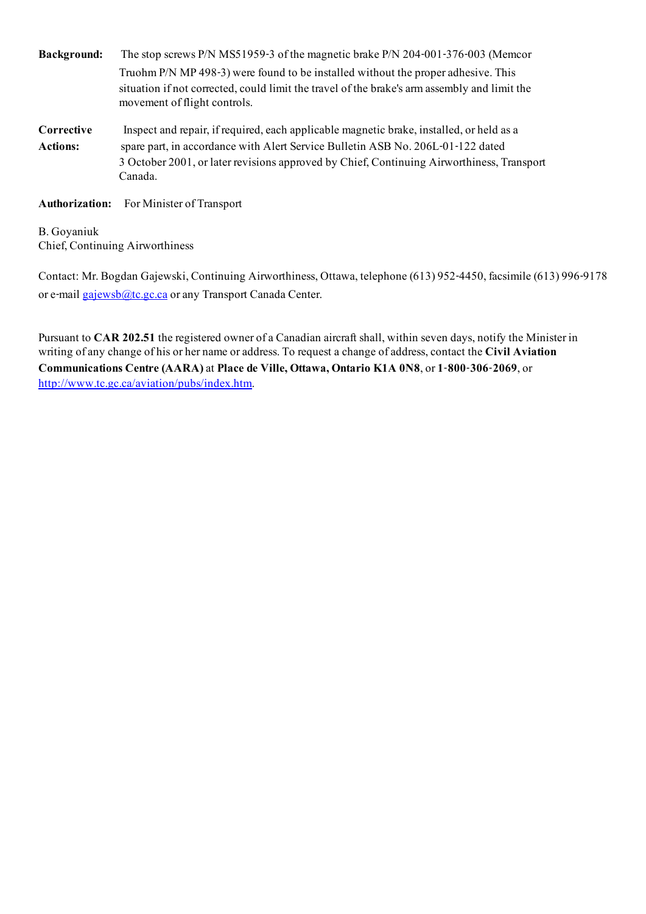**Background:** The stop screws P/N MS51959-3 of the magnetic brake P/N 204-001-376-003 (Memcor Truohm P/N MP 498-3) were found to be installed without the proper adhesive. This situation if not corrected, could limit the travel of the brake's arm assembly and limit the movement of flight controls.

**Corrective Actions:** Inspect and repair, if required, each applicable magnetic brake, installed, or held as a spare part, in accordance with Alert Service Bulletin ASB No. 206L-01-122 dated 3 October 2001, or later revisions approved by Chief, Continuing Airworthiness, Transport Canada.

**Authorization:** For Minister of Transport

B. Goyaniuk
Chief, Continuing Airworthiness

Contact: Mr. Bogdan Gajewski, Continuing Airworthiness, Ottawa, telephone (613) 952-4450, facsimile (613) 996-9178 or e-mail gajewsb@tc.gc.ca or any Transport Canada Center.

Pursuant to **CAR 202.51** the registered owner of a Canadian aircraft shall, within seven days, notify the Minister in writing of any change of his or her name or address. To request a change of address, contact the **Civil Aviation Communications Centre (AARA)** at **Place de Ville, Ottawa, Ontario K1A 0N8**, or **1-800-306-2069**, or http://www.tc.gc.ca/aviation/pubs/index.htm.